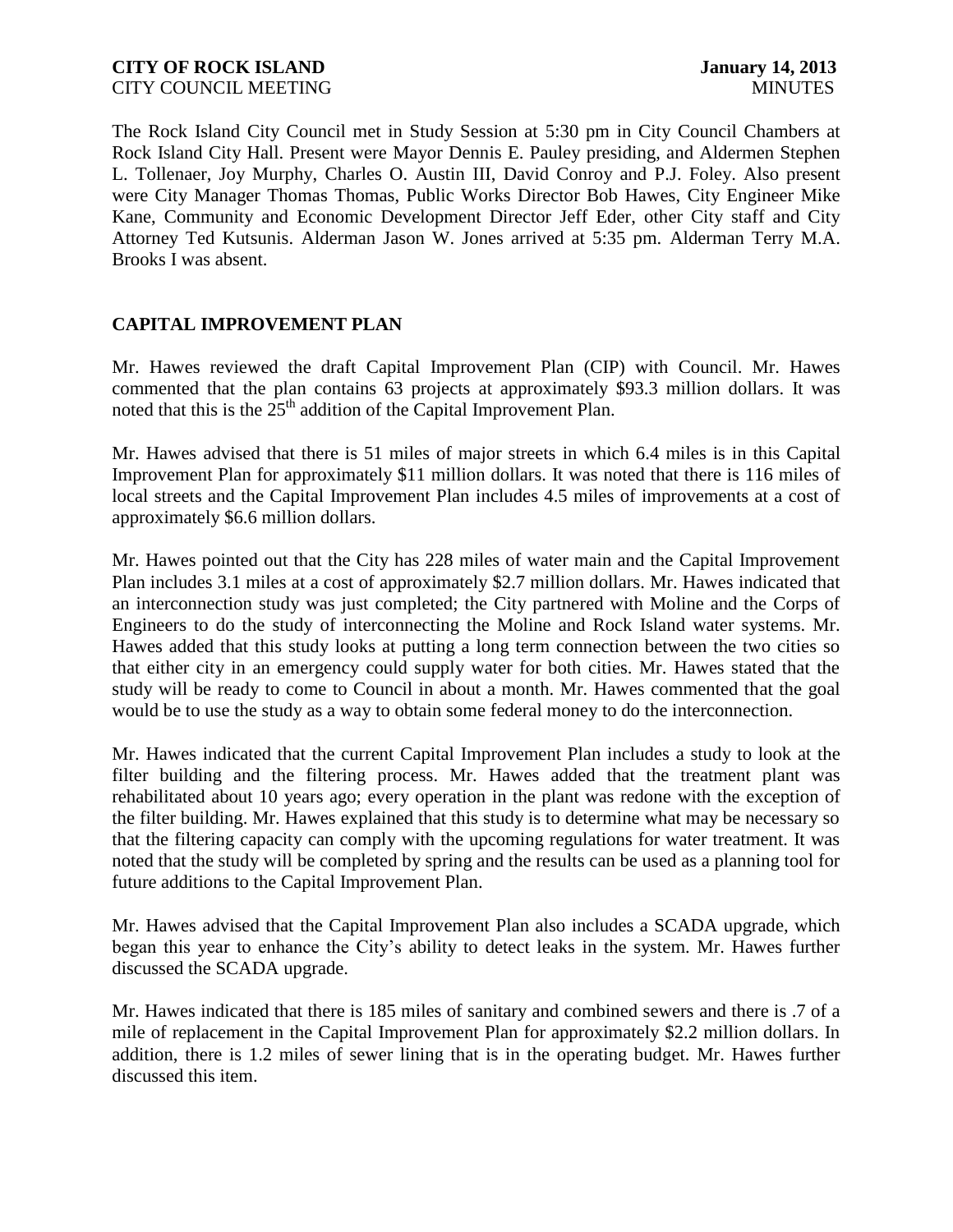The Rock Island City Council met in Study Session at 5:30 pm in City Council Chambers at Rock Island City Hall. Present were Mayor Dennis E. Pauley presiding, and Aldermen Stephen L. Tollenaer, Joy Murphy, Charles O. Austin III, David Conroy and P.J. Foley. Also present were City Manager Thomas Thomas, Public Works Director Bob Hawes, City Engineer Mike Kane, Community and Economic Development Director Jeff Eder, other City staff and City Attorney Ted Kutsunis. Alderman Jason W. Jones arrived at 5:35 pm. Alderman Terry M.A. Brooks I was absent.

## CAPITAL IMPROVEMENT PLAN

Mr. Hawes reviewed the draft Capital Improvement Plan (CIP) with Council. Mr. Hawes commented that the plan contains 63 projects at approximately \$93.3 million dollars. It was noted that this is the 25th addition of the Capital Improvement Plan.

Mr. Hawes advised that there is 51 miles of major streets in which 6.4 miles is in this Capital Improvement Plan for approximately \$11 million dollars. It was noted that there is 116 miles of local streets and the Capital Improvement Plan includes 4.5 miles of improvements at a cost of approximately \$6.6 million dollars.

Mr. Hawes pointed out that the City has 228 miles of water main and the Capital Improvement Plan includes 3.1 miles at a cost of approximately \$2.7 million dollars. Mr. Hawes indicated that an interconnection study was just completed; the City partnered with Moline and the Corps of Engineers to do the study of interconnecting the Moline and Rock Island water systems. Mr. Hawes added that this study looks at putting a long term connection between the two cities so that either city in an emergency could supply water for both cities. Mr. Hawes stated that the study will be ready to come to Council in about a month. Mr. Hawes commented that the goal would be to use the study as a way to obtain some federal money to do the interconnection.

Mr. Hawes indicated that the current Capital Improvement Plan includes a study to look at the filter building and the filtering process. Mr. Hawes added that the treatment plant was rehabilitated about 10 years ago; every operation in the plant was redone with the exception of the filter building. Mr. Hawes explained that this study is to determine what may be necessary so that the filtering capacity can comply with the upcoming regulations for water treatment. It was noted that the study will be completed by spring and the results can be used as a planning tool for future additions to the Capital Improvement Plan.

Mr. Hawes advised that the Capital Improvement Plan also includes a SCADA upgrade, which began this year to enhance the City's ability to detect leaks in the system. Mr. Hawes further discussed the SCADA upgrade.

Mr. Hawes indicated that there is 185 miles of sanitary and combined sewers and there is .7 of a mile of replacement in the Capital Improvement Plan for approximately \$2.2 million dollars. In addition, there is 1.2 miles of sewer lining that is in the operating budget. Mr. Hawes further discussed this item.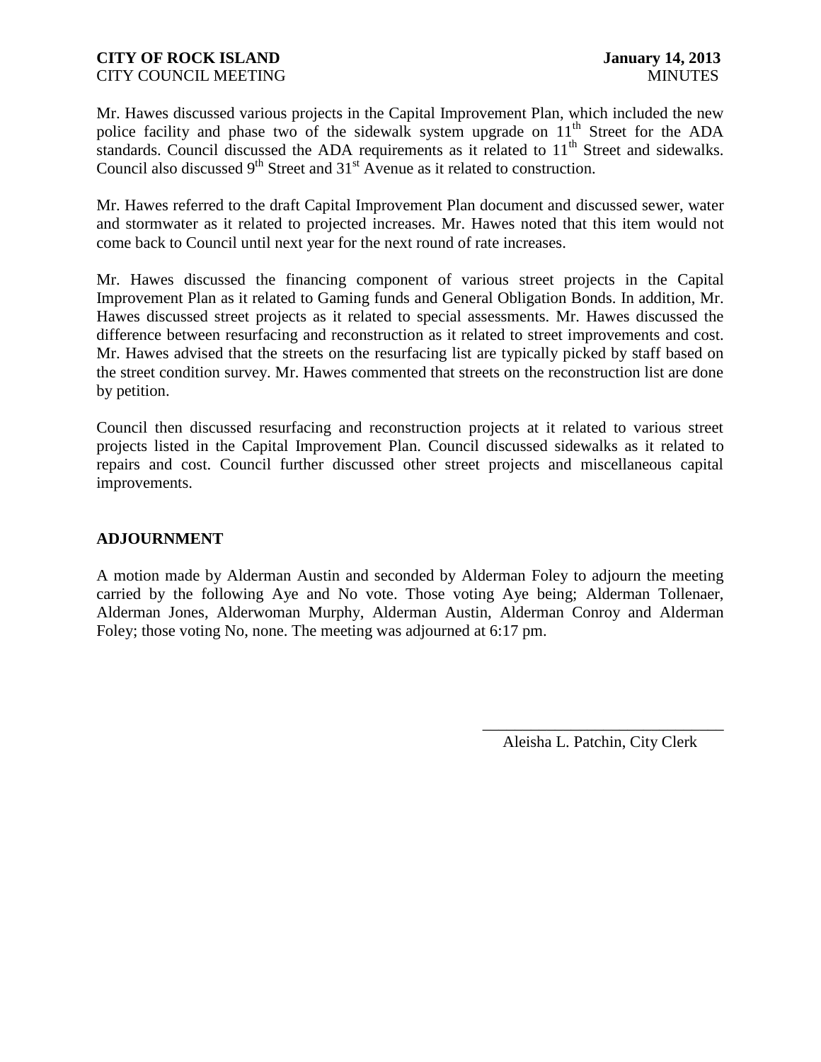Mr. Hawes discussed various projects in the Capital Improvement Plan, which included the new police facility and phase two of the sidewalk system upgrade on 11th Street for the ADA standards. Council discussed the ADA requirements as it related to 11th Street and sidewalks. Council also discussed 9th Street and 31st Avenue as it related to construction.

Mr. Hawes referred to the draft Capital Improvement Plan document and discussed sewer, water and stormwater as it related to projected increases. Mr. Hawes noted that this item would not come back to Council until next year for the next round of rate increases.

Mr. Hawes discussed the financing component of various street projects in the Capital Improvement Plan as it related to Gaming funds and General Obligation Bonds. In addition, Mr. Hawes discussed street projects as it related to special assessments. Mr. Hawes discussed the difference between resurfacing and reconstruction as it related to street improvements and cost. Mr. Hawes advised that the streets on the resurfacing list are typically picked by staff based on the street condition survey. Mr. Hawes commented that streets on the reconstruction list are done by petition.

Council then discussed resurfacing and reconstruction projects at it related to various street projects listed in the Capital Improvement Plan. Council discussed sidewalks as it related to repairs and cost. Council further discussed other street projects and miscellaneous capital improvements.

## ADJOURNMENT

A motion made by Alderman Austin and seconded by Alderman Foley to adjourn the meeting carried by the following Aye and No vote. Those voting Aye being; Alderman Tollenaer, Alderman Jones, Alderwoman Murphy, Alderman Austin, Alderman Conroy and Alderman Foley; those voting No, none. The meeting was adjourned at 6:17 pm.

\_\_\_\_\_\_\_\_\_\_\_\_\_\_\_\_\_\_\_\_\_\_\_\_\_\_\_\_\_\_

Aleisha L. Patchin, City Clerk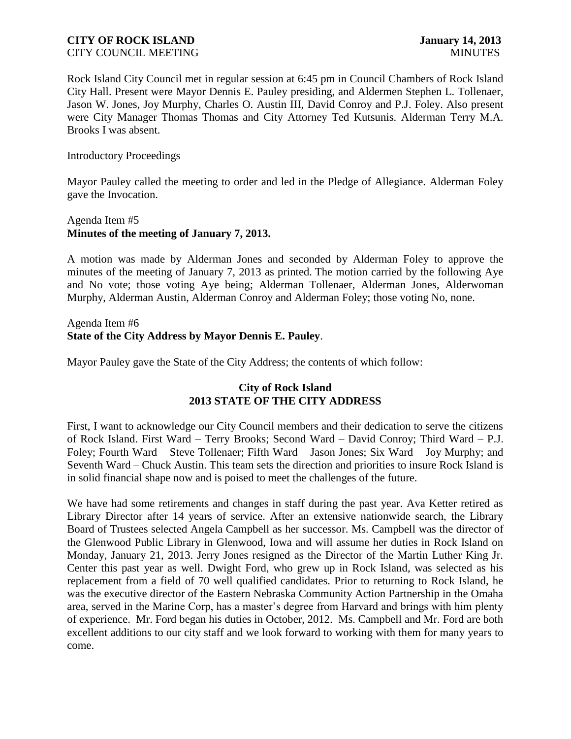Rock Island City Council met in regular session at 6:45 pm in Council Chambers of Rock Island City Hall. Present were Mayor Dennis E. Pauley presiding, and Aldermen Stephen L. Tollenaer, Jason W. Jones, Joy Murphy, Charles O. Austin III, David Conroy and P.J. Foley. Also present were City Manager Thomas Thomas and City Attorney Ted Kutsunis. Alderman Terry M.A. Brooks I was absent.

Introductory Proceedings

Mayor Pauley called the meeting to order and led in the Pledge of Allegiance. Alderman Foley gave the Invocation.

Agenda Item #5
**Minutes of the meeting of January 7, 2013.**

A motion was made by Alderman Jones and seconded by Alderman Foley to approve the minutes of the meeting of January 7, 2013 as printed. The motion carried by the following Aye and No vote; those voting Aye being; Alderman Tollenaer, Alderman Jones, Alderwoman Murphy, Alderman Austin, Alderman Conroy and Alderman Foley; those voting No, none.

Agenda Item #6
**State of the City Address by Mayor Dennis E. Pauley**.

Mayor Pauley gave the State of the City Address; the contents of which follow:

**City of Rock Island**
**2013 STATE OF THE CITY ADDRESS**

First, I want to acknowledge our City Council members and their dedication to serve the citizens of Rock Island. First Ward – Terry Brooks; Second Ward – David Conroy; Third Ward – P.J. Foley; Fourth Ward – Steve Tollenaer; Fifth Ward – Jason Jones; Six Ward – Joy Murphy; and Seventh Ward – Chuck Austin. This team sets the direction and priorities to insure Rock Island is in solid financial shape now and is poised to meet the challenges of the future.

We have had some retirements and changes in staff during the past year. Ava Ketter retired as Library Director after 14 years of service. After an extensive nationwide search, the Library Board of Trustees selected Angela Campbell as her successor. Ms. Campbell was the director of the Glenwood Public Library in Glenwood, Iowa and will assume her duties in Rock Island on Monday, January 21, 2013. Jerry Jones resigned as the Director of the Martin Luther King Jr. Center this past year as well. Dwight Ford, who grew up in Rock Island, was selected as his replacement from a field of 70 well qualified candidates. Prior to returning to Rock Island, he was the executive director of the Eastern Nebraska Community Action Partnership in the Omaha area, served in the Marine Corp, has a master's degree from Harvard and brings with him plenty of experience. Mr. Ford began his duties in October, 2012. Ms. Campbell and Mr. Ford are both excellent additions to our city staff and we look forward to working with them for many years to come.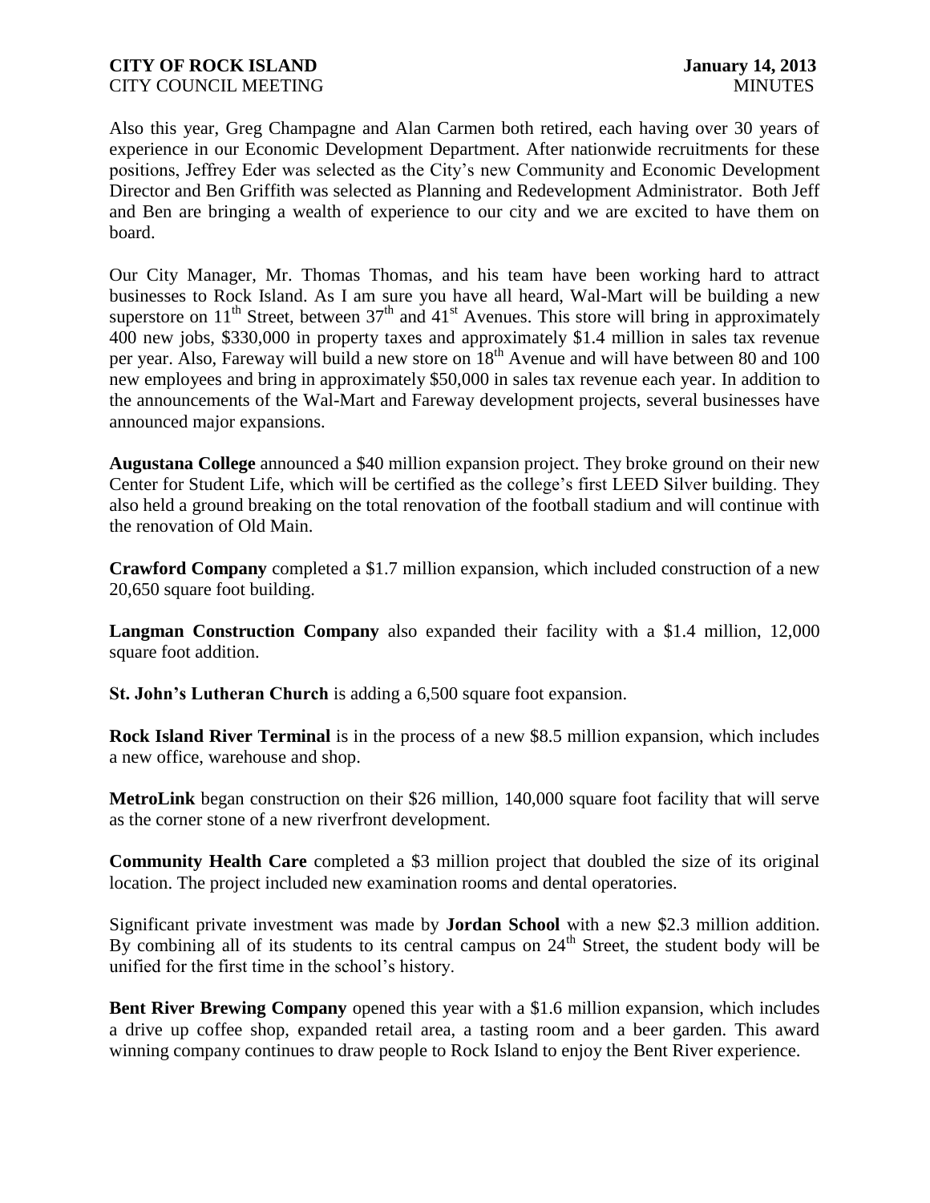Also this year, Greg Champagne and Alan Carmen both retired, each having over 30 years of experience in our Economic Development Department. After nationwide recruitments for these positions, Jeffrey Eder was selected as the City's new Community and Economic Development Director and Ben Griffith was selected as Planning and Redevelopment Administrator. Both Jeff and Ben are bringing a wealth of experience to our city and we are excited to have them on board.

Our City Manager, Mr. Thomas Thomas, and his team have been working hard to attract businesses to Rock Island. As I am sure you have all heard, Wal-Mart will be building a new superstore on 11th Street, between 37th and 41st Avenues. This store will bring in approximately 400 new jobs, $330,000 in property taxes and approximately $1.4 million in sales tax revenue per year. Also, Fareway will build a new store on 18th Avenue and will have between 80 and 100 new employees and bring in approximately $50,000 in sales tax revenue each year. In addition to the announcements of the Wal-Mart and Fareway development projects, several businesses have announced major expansions.

**Augustana College** announced a $40 million expansion project. They broke ground on their new Center for Student Life, which will be certified as the college's first LEED Silver building. They also held a ground breaking on the total renovation of the football stadium and will continue with the renovation of Old Main.

**Crawford Company** completed a $1.7 million expansion, which included construction of a new 20,650 square foot building.

**Langman Construction Company** also expanded their facility with a $1.4 million, 12,000 square foot addition.

**St. John's Lutheran Church** is adding a 6,500 square foot expansion.

**Rock Island River Terminal** is in the process of a new $8.5 million expansion, which includes a new office, warehouse and shop.

**MetroLink** began construction on their $26 million, 140,000 square foot facility that will serve as the corner stone of a new riverfront development.

**Community Health Care** completed a $3 million project that doubled the size of its original location. The project included new examination rooms and dental operatories.

Significant private investment was made by **Jordan School** with a new $2.3 million addition. By combining all of its students to its central campus on 24th Street, the student body will be unified for the first time in the school's history.

**Bent River Brewing Company** opened this year with a $1.6 million expansion, which includes a drive up coffee shop, expanded retail area, a tasting room and a beer garden. This award winning company continues to draw people to Rock Island to enjoy the Bent River experience.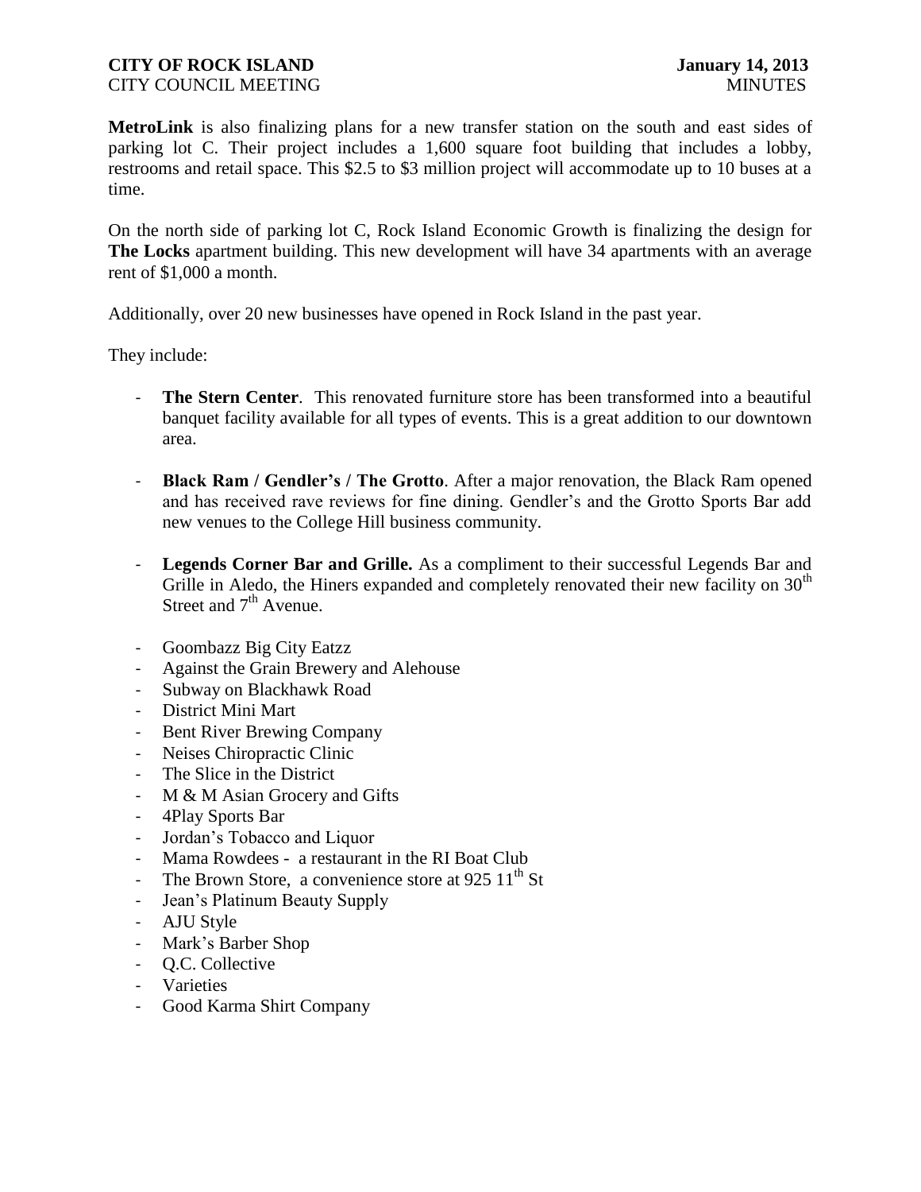**MetroLink** is also finalizing plans for a new transfer station on the south and east sides of parking lot C. Their project includes a 1,600 square foot building that includes a lobby, restrooms and retail space. This $2.5 to $3 million project will accommodate up to 10 buses at a time.

On the north side of parking lot C, Rock Island Economic Growth is finalizing the design for **The Locks** apartment building. This new development will have 34 apartments with an average rent of $1,000 a month.

Additionally, over 20 new businesses have opened in Rock Island in the past year.

They include:

- **The Stern Center**. This renovated furniture store has been transformed into a beautiful banquet facility available for all types of events. This is a great addition to our downtown area.

- **Black Ram / Gendler's / The Grotto**. After a major renovation, the Black Ram opened and has received rave reviews for fine dining. Gendler's and the Grotto Sports Bar add new venues to the College Hill business community.

- **Legends Corner Bar and Grille.** As a compliment to their successful Legends Bar and Grille in Aledo, the Hiners expanded and completely renovated their new facility on 30th Street and 7th Avenue.

- Goombazz Big City Eatzz
- Against the Grain Brewery and Alehouse
- Subway on Blackhawk Road
- District Mini Mart
- Bent River Brewing Company
- Neises Chiropractic Clinic
- The Slice in the District
- M & M Asian Grocery and Gifts
- 4Play Sports Bar
- Jordan's Tobacco and Liquor
- Mama Rowdees - a restaurant in the RI Boat Club
- The Brown Store, a convenience store at 925 11th St
- Jean's Platinum Beauty Supply
- AJU Style
- Mark's Barber Shop
- Q.C. Collective
- Varieties
- Good Karma Shirt Company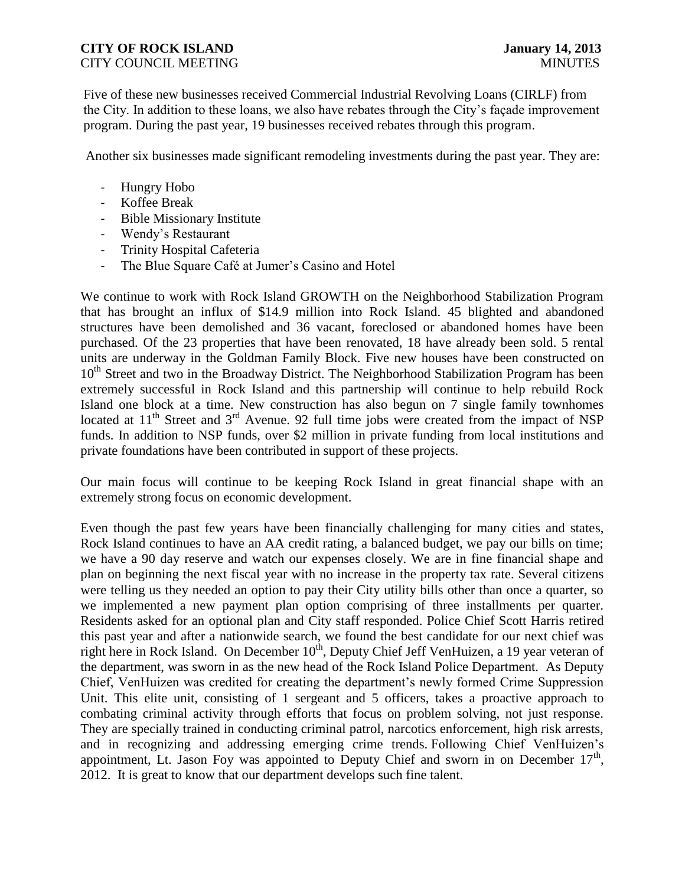Five of these new businesses received Commercial Industrial Revolving Loans (CIRLF) from the City. In addition to these loans, we also have rebates through the City's façade improvement program. During the past year, 19 businesses received rebates through this program.

Another six businesses made significant remodeling investments during the past year. They are:

- Hungry Hobo
- Koffee Break
- Bible Missionary Institute
- Wendy's Restaurant
- Trinity Hospital Cafeteria
- The Blue Square Café at Jumer's Casino and Hotel

We continue to work with Rock Island GROWTH on the Neighborhood Stabilization Program that has brought an influx of $14.9 million into Rock Island. 45 blighted and abandoned structures have been demolished and 36 vacant, foreclosed or abandoned homes have been purchased. Of the 23 properties that have been renovated, 18 have already been sold. 5 rental units are underway in the Goldman Family Block. Five new houses have been constructed on 10th Street and two in the Broadway District. The Neighborhood Stabilization Program has been extremely successful in Rock Island and this partnership will continue to help rebuild Rock Island one block at a time. New construction has also begun on 7 single family townhomes located at 11th Street and 3rd Avenue. 92 full time jobs were created from the impact of NSP funds. In addition to NSP funds, over $2 million in private funding from local institutions and private foundations have been contributed in support of these projects.

Our main focus will continue to be keeping Rock Island in great financial shape with an extremely strong focus on economic development.

Even though the past few years have been financially challenging for many cities and states, Rock Island continues to have an AA credit rating, a balanced budget, we pay our bills on time; we have a 90 day reserve and watch our expenses closely. We are in fine financial shape and plan on beginning the next fiscal year with no increase in the property tax rate. Several citizens were telling us they needed an option to pay their City utility bills other than once a quarter, so we implemented a new payment plan option comprising of three installments per quarter. Residents asked for an optional plan and City staff responded. Police Chief Scott Harris retired this past year and after a nationwide search, we found the best candidate for our next chief was right here in Rock Island. On December 10th, Deputy Chief Jeff VenHuizen, a 19 year veteran of the department, was sworn in as the new head of the Rock Island Police Department. As Deputy Chief, VenHuizen was credited for creating the department's newly formed Crime Suppression Unit. This elite unit, consisting of 1 sergeant and 5 officers, takes a proactive approach to combating criminal activity through efforts that focus on problem solving, not just response. They are specially trained in conducting criminal patrol, narcotics enforcement, high risk arrests, and in recognizing and addressing emerging crime trends. Following Chief VenHuizen's appointment, Lt. Jason Foy was appointed to Deputy Chief and sworn in on December 17th, 2012. It is great to know that our department develops such fine talent.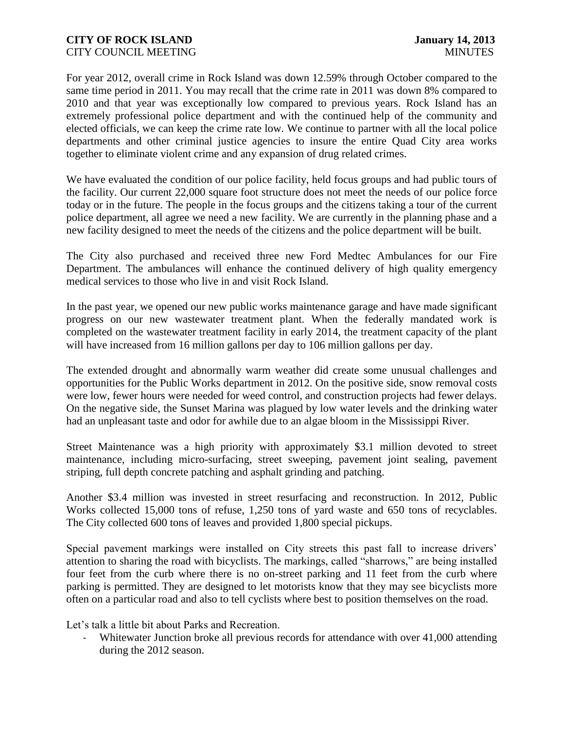For year 2012, overall crime in Rock Island was down 12.59% through October compared to the same time period in 2011. You may recall that the crime rate in 2011 was down 8% compared to 2010 and that year was exceptionally low compared to previous years. Rock Island has an extremely professional police department and with the continued help of the community and elected officials, we can keep the crime rate low. We continue to partner with all the local police departments and other criminal justice agencies to insure the entire Quad City area works together to eliminate violent crime and any expansion of drug related crimes.

We have evaluated the condition of our police facility, held focus groups and had public tours of the facility. Our current 22,000 square foot structure does not meet the needs of our police force today or in the future. The people in the focus groups and the citizens taking a tour of the current police department, all agree we need a new facility. We are currently in the planning phase and a new facility designed to meet the needs of the citizens and the police department will be built.

The City also purchased and received three new Ford Medtec Ambulances for our Fire Department. The ambulances will enhance the continued delivery of high quality emergency medical services to those who live in and visit Rock Island.

In the past year, we opened our new public works maintenance garage and have made significant progress on our new wastewater treatment plant. When the federally mandated work is completed on the wastewater treatment facility in early 2014, the treatment capacity of the plant will have increased from 16 million gallons per day to 106 million gallons per day.

The extended drought and abnormally warm weather did create some unusual challenges and opportunities for the Public Works department in 2012. On the positive side, snow removal costs were low, fewer hours were needed for weed control, and construction projects had fewer delays. On the negative side, the Sunset Marina was plagued by low water levels and the drinking water had an unpleasant taste and odor for awhile due to an algae bloom in the Mississippi River.

Street Maintenance was a high priority with approximately $3.1 million devoted to street maintenance, including micro-surfacing, street sweeping, pavement joint sealing, pavement striping, full depth concrete patching and asphalt grinding and patching.

Another $3.4 million was invested in street resurfacing and reconstruction. In 2012, Public Works collected 15,000 tons of refuse, 1,250 tons of yard waste and 650 tons of recyclables. The City collected 600 tons of leaves and provided 1,800 special pickups.

Special pavement markings were installed on City streets this past fall to increase drivers' attention to sharing the road with bicyclists. The markings, called "sharrows," are being installed four feet from the curb where there is no on-street parking and 11 feet from the curb where parking is permitted. They are designed to let motorists know that they may see bicyclists more often on a particular road and also to tell cyclists where best to position themselves on the road.

Let's talk a little bit about Parks and Recreation.

- Whitewater Junction broke all previous records for attendance with over 41,000 attending during the 2012 season.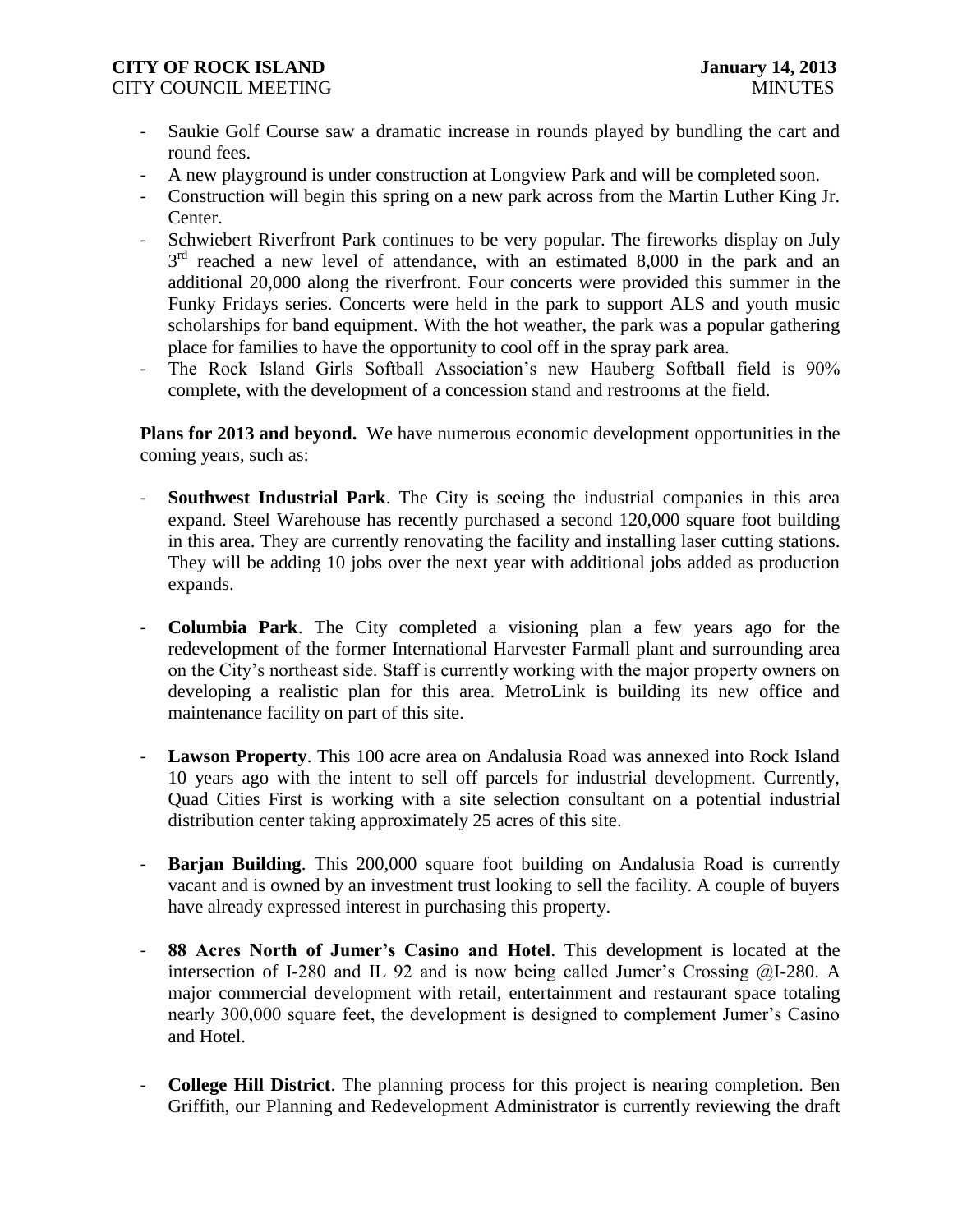- Saukie Golf Course saw a dramatic increase in rounds played by bundling the cart and round fees.
- A new playground is under construction at Longview Park and will be completed soon.
- Construction will begin this spring on a new park across from the Martin Luther King Jr. Center.
- Schwiebert Riverfront Park continues to be very popular. The fireworks display on July 3rd reached a new level of attendance, with an estimated 8,000 in the park and an additional 20,000 along the riverfront. Four concerts were provided this summer in the Funky Fridays series. Concerts were held in the park to support ALS and youth music scholarships for band equipment. With the hot weather, the park was a popular gathering place for families to have the opportunity to cool off in the spray park area.
- The Rock Island Girls Softball Association's new Hauberg Softball field is 90% complete, with the development of a concession stand and restrooms at the field.

**Plans for 2013 and beyond.** We have numerous economic development opportunities in the coming years, such as:

- **Southwest Industrial Park**. The City is seeing the industrial companies in this area expand. Steel Warehouse has recently purchased a second 120,000 square foot building in this area. They are currently renovating the facility and installing laser cutting stations. They will be adding 10 jobs over the next year with additional jobs added as production expands.

- **Columbia Park**. The City completed a visioning plan a few years ago for the redevelopment of the former International Harvester Farmall plant and surrounding area on the City's northeast side. Staff is currently working with the major property owners on developing a realistic plan for this area. MetroLink is building its new office and maintenance facility on part of this site.

- **Lawson Property**. This 100 acre area on Andalusia Road was annexed into Rock Island 10 years ago with the intent to sell off parcels for industrial development. Currently, Quad Cities First is working with a site selection consultant on a potential industrial distribution center taking approximately 25 acres of this site.

- **Barjan Building**. This 200,000 square foot building on Andalusia Road is currently vacant and is owned by an investment trust looking to sell the facility. A couple of buyers have already expressed interest in purchasing this property.

- **88 Acres North of Jumer's Casino and Hotel**. This development is located at the intersection of I-280 and IL 92 and is now being called Jumer's Crossing @I-280. A major commercial development with retail, entertainment and restaurant space totaling nearly 300,000 square feet, the development is designed to complement Jumer's Casino and Hotel.

- **College Hill District**. The planning process for this project is nearing completion. Ben Griffith, our Planning and Redevelopment Administrator is currently reviewing the draft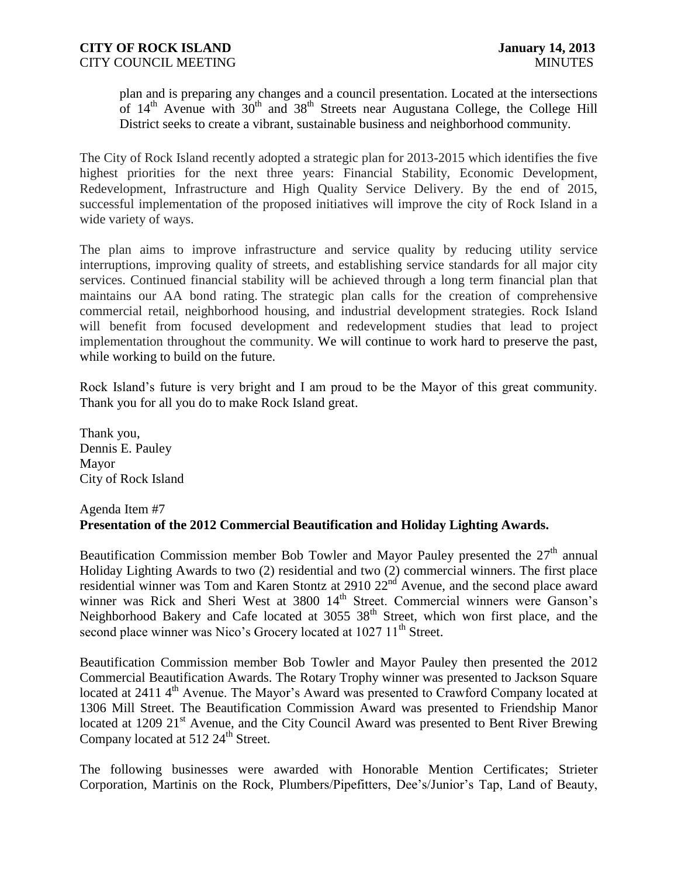plan and is preparing any changes and a council presentation. Located at the intersections of 14th Avenue with 30th and 38th Streets near Augustana College, the College Hill District seeks to create a vibrant, sustainable business and neighborhood community.

The City of Rock Island recently adopted a strategic plan for 2013-2015 which identifies the five highest priorities for the next three years: Financial Stability, Economic Development, Redevelopment, Infrastructure and High Quality Service Delivery. By the end of 2015, successful implementation of the proposed initiatives will improve the city of Rock Island in a wide variety of ways.

The plan aims to improve infrastructure and service quality by reducing utility service interruptions, improving quality of streets, and establishing service standards for all major city services. Continued financial stability will be achieved through a long term financial plan that maintains our AA bond rating. The strategic plan calls for the creation of comprehensive commercial retail, neighborhood housing, and industrial development strategies. Rock Island will benefit from focused development and redevelopment studies that lead to project implementation throughout the community. We will continue to work hard to preserve the past, while working to build on the future.

Rock Island's future is very bright and I am proud to be the Mayor of this great community. Thank you for all you do to make Rock Island great.

Thank you,
Dennis E. Pauley
Mayor
City of Rock Island

Agenda Item #7
**Presentation of the 2012 Commercial Beautification and Holiday Lighting Awards.**

Beautification Commission member Bob Towler and Mayor Pauley presented the 27th annual Holiday Lighting Awards to two (2) residential and two (2) commercial winners. The first place residential winner was Tom and Karen Stontz at 2910 22nd Avenue, and the second place award winner was Rick and Sheri West at 3800 14th Street. Commercial winners were Ganson's Neighborhood Bakery and Cafe located at 3055 38th Street, which won first place, and the second place winner was Nico's Grocery located at 1027 11th Street.

Beautification Commission member Bob Towler and Mayor Pauley then presented the 2012 Commercial Beautification Awards. The Rotary Trophy winner was presented to Jackson Square located at 2411 4th Avenue. The Mayor's Award was presented to Crawford Company located at 1306 Mill Street. The Beautification Commission Award was presented to Friendship Manor located at 1209 21st Avenue, and the City Council Award was presented to Bent River Brewing Company located at 512 24th Street.

The following businesses were awarded with Honorable Mention Certificates; Strieter Corporation, Martinis on the Rock, Plumbers/Pipefitters, Dee's/Junior's Tap, Land of Beauty,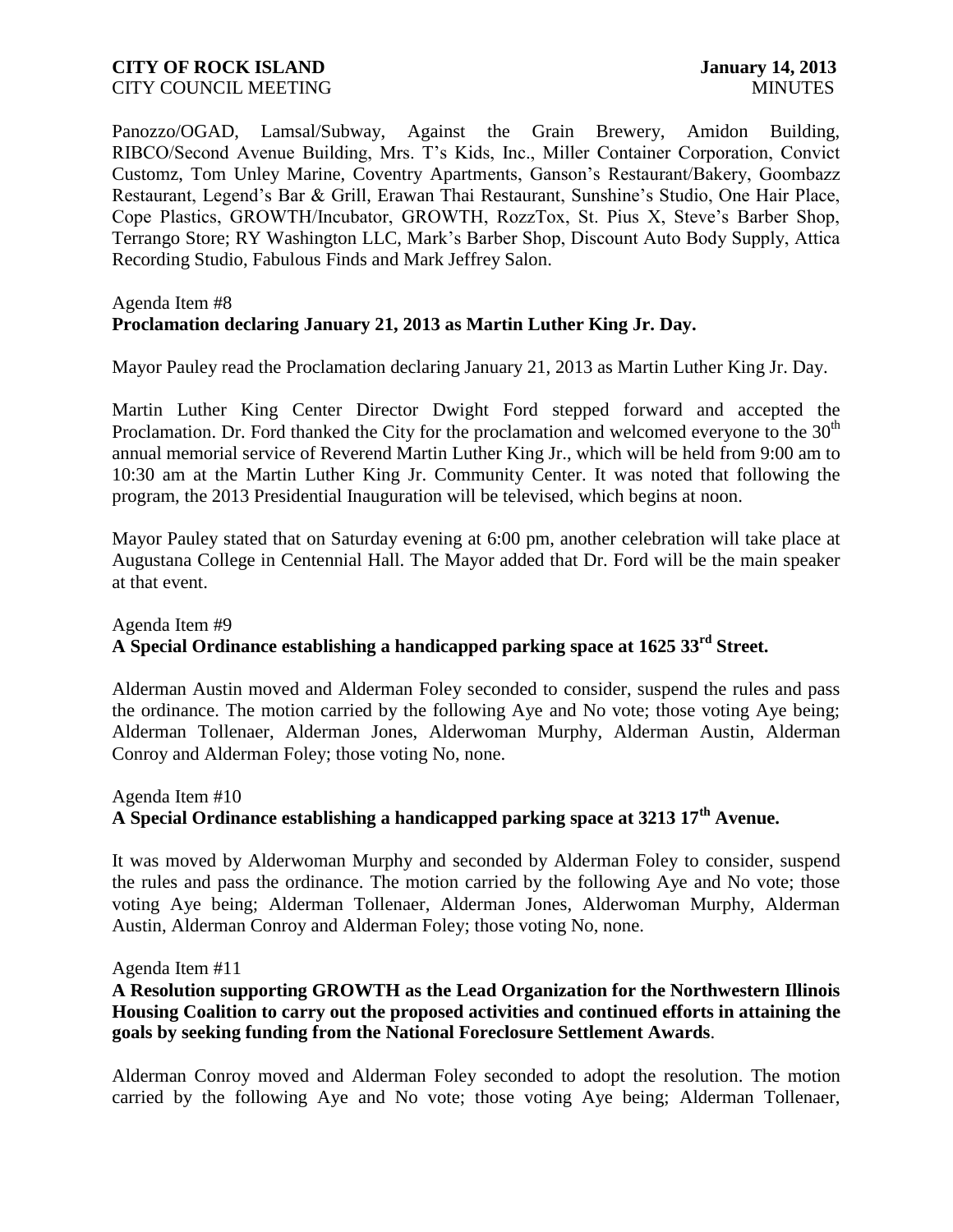Panozzo/OGAD, Lamsal/Subway, Against the Grain Brewery, Amidon Building, RIBCO/Second Avenue Building, Mrs. T's Kids, Inc., Miller Container Corporation, Convict Customz, Tom Unley Marine, Coventry Apartments, Ganson's Restaurant/Bakery, Goombazz Restaurant, Legend's Bar & Grill, Erawan Thai Restaurant, Sunshine's Studio, One Hair Place, Cope Plastics, GROWTH/Incubator, GROWTH, RozzTox, St. Pius X, Steve's Barber Shop, Terrango Store; RY Washington LLC, Mark's Barber Shop, Discount Auto Body Supply, Attica Recording Studio, Fabulous Finds and Mark Jeffrey Salon.

Agenda Item #8
**Proclamation declaring January 21, 2013 as Martin Luther King Jr. Day.**

Mayor Pauley read the Proclamation declaring January 21, 2013 as Martin Luther King Jr. Day.

Martin Luther King Center Director Dwight Ford stepped forward and accepted the Proclamation. Dr. Ford thanked the City for the proclamation and welcomed everyone to the 30th annual memorial service of Reverend Martin Luther King Jr., which will be held from 9:00 am to 10:30 am at the Martin Luther King Jr. Community Center. It was noted that following the program, the 2013 Presidential Inauguration will be televised, which begins at noon.

Mayor Pauley stated that on Saturday evening at 6:00 pm, another celebration will take place at Augustana College in Centennial Hall. The Mayor added that Dr. Ford will be the main speaker at that event.

Agenda Item #9
**A Special Ordinance establishing a handicapped parking space at 1625 33rd Street.**

Alderman Austin moved and Alderman Foley seconded to consider, suspend the rules and pass the ordinance. The motion carried by the following Aye and No vote; those voting Aye being; Alderman Tollenaer, Alderman Jones, Alderwoman Murphy, Alderman Austin, Alderman Conroy and Alderman Foley; those voting No, none.

Agenda Item #10
**A Special Ordinance establishing a handicapped parking space at 3213 17th Avenue.**

It was moved by Alderwoman Murphy and seconded by Alderman Foley to consider, suspend the rules and pass the ordinance. The motion carried by the following Aye and No vote; those voting Aye being; Alderman Tollenaer, Alderman Jones, Alderwoman Murphy, Alderman Austin, Alderman Conroy and Alderman Foley; those voting No, none.

Agenda Item #11
**A Resolution supporting GROWTH as the Lead Organization for the Northwestern Illinois Housing Coalition to carry out the proposed activities and continued efforts in attaining the goals by seeking funding from the National Foreclosure Settlement Awards**.

Alderman Conroy moved and Alderman Foley seconded to adopt the resolution. The motion carried by the following Aye and No vote; those voting Aye being; Alderman Tollenaer,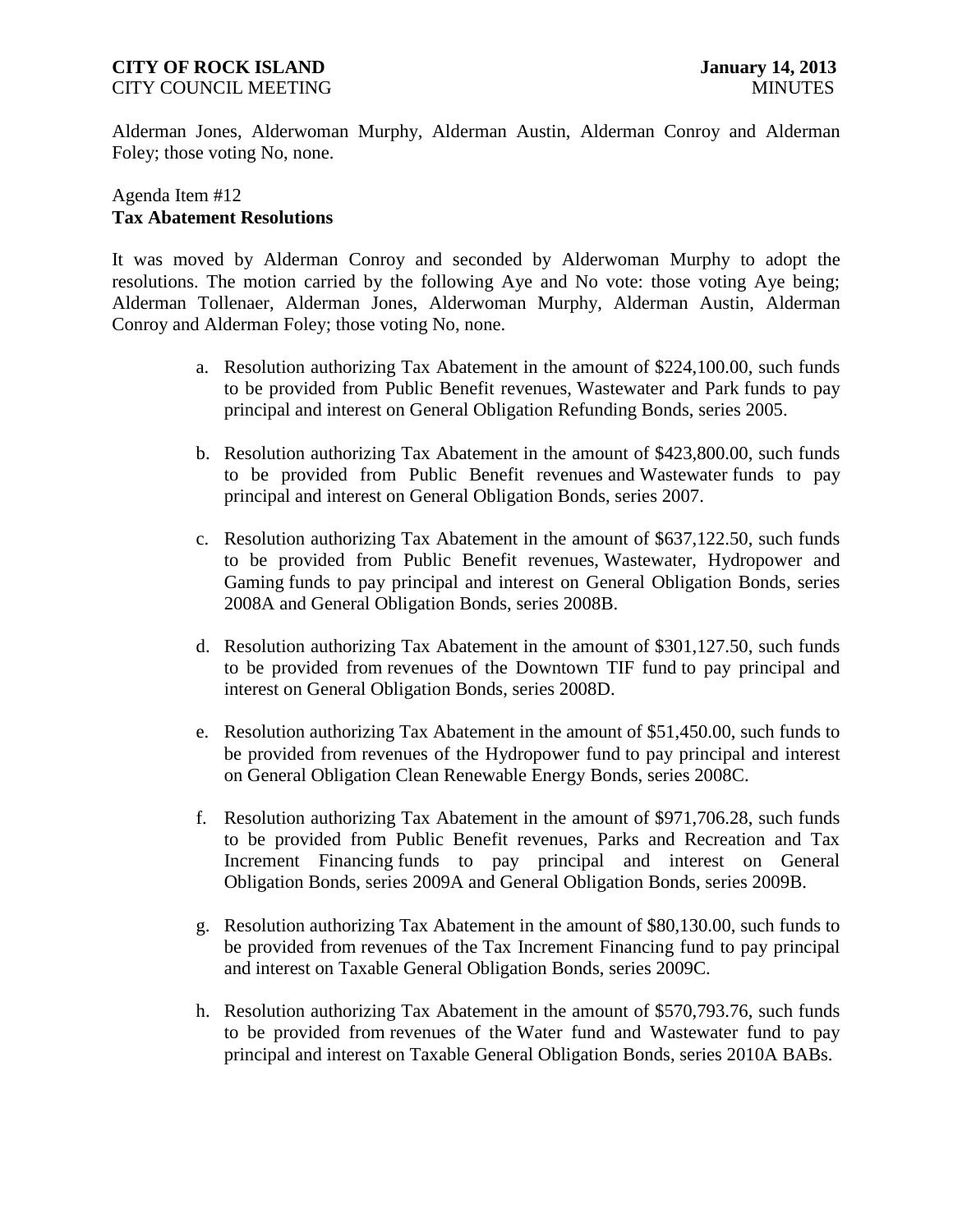Alderman Jones, Alderwoman Murphy, Alderman Austin, Alderman Conroy and Alderman Foley; those voting No, none.

Agenda Item #12
**Tax Abatement Resolutions**

It was moved by Alderman Conroy and seconded by Alderwoman Murphy to adopt the resolutions. The motion carried by the following Aye and No vote: those voting Aye being; Alderman Tollenaer, Alderman Jones, Alderwoman Murphy, Alderman Austin, Alderman Conroy and Alderman Foley; those voting No, none.

a. Resolution authorizing Tax Abatement in the amount of $224,100.00, such funds to be provided from Public Benefit revenues, Wastewater and Park funds to pay principal and interest on General Obligation Refunding Bonds, series 2005.

b. Resolution authorizing Tax Abatement in the amount of $423,800.00, such funds to be provided from Public Benefit revenues and Wastewater funds to pay principal and interest on General Obligation Bonds, series 2007.

c. Resolution authorizing Tax Abatement in the amount of $637,122.50, such funds to be provided from Public Benefit revenues, Wastewater, Hydropower and Gaming funds to pay principal and interest on General Obligation Bonds, series 2008A and General Obligation Bonds, series 2008B.

d. Resolution authorizing Tax Abatement in the amount of $301,127.50, such funds to be provided from revenues of the Downtown TIF fund to pay principal and interest on General Obligation Bonds, series 2008D.

e. Resolution authorizing Tax Abatement in the amount of $51,450.00, such funds to be provided from revenues of the Hydropower fund to pay principal and interest on General Obligation Clean Renewable Energy Bonds, series 2008C.

f. Resolution authorizing Tax Abatement in the amount of $971,706.28, such funds to be provided from Public Benefit revenues, Parks and Recreation and Tax Increment Financing funds to pay principal and interest on General Obligation Bonds, series 2009A and General Obligation Bonds, series 2009B.

g. Resolution authorizing Tax Abatement in the amount of $80,130.00, such funds to be provided from revenues of the Tax Increment Financing fund to pay principal and interest on Taxable General Obligation Bonds, series 2009C.

h. Resolution authorizing Tax Abatement in the amount of $570,793.76, such funds to be provided from revenues of the Water fund and Wastewater fund to pay principal and interest on Taxable General Obligation Bonds, series 2010A BABs.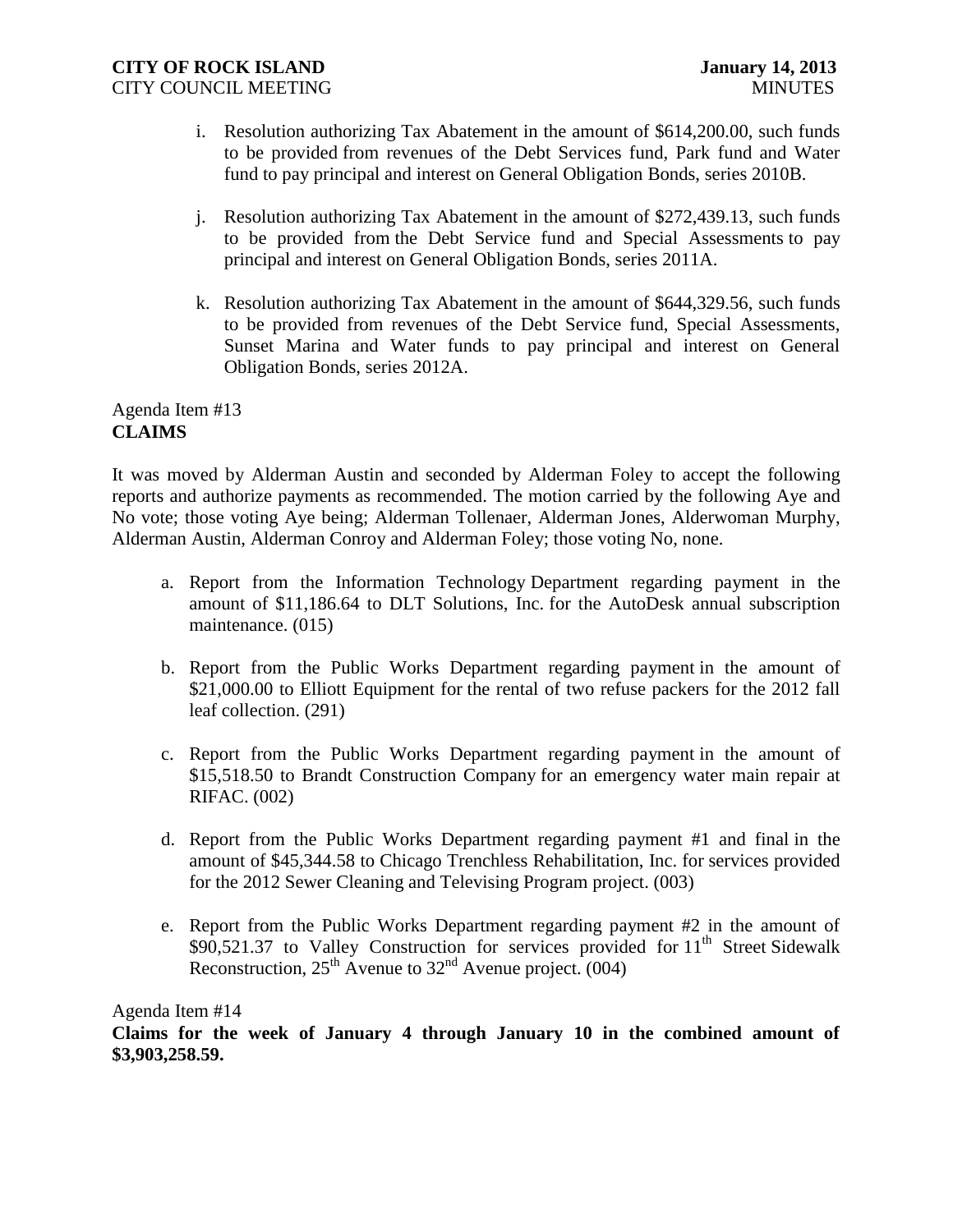i. Resolution authorizing Tax Abatement in the amount of $614,200.00, such funds to be provided from revenues of the Debt Services fund, Park fund and Water fund to pay principal and interest on General Obligation Bonds, series 2010B.

j. Resolution authorizing Tax Abatement in the amount of $272,439.13, such funds to be provided from the Debt Service fund and Special Assessments to pay principal and interest on General Obligation Bonds, series 2011A.

k. Resolution authorizing Tax Abatement in the amount of $644,329.56, such funds to be provided from revenues of the Debt Service fund, Special Assessments, Sunset Marina and Water funds to pay principal and interest on General Obligation Bonds, series 2012A.

Agenda Item #13
**CLAIMS**

It was moved by Alderman Austin and seconded by Alderman Foley to accept the following reports and authorize payments as recommended. The motion carried by the following Aye and No vote; those voting Aye being; Alderman Tollenaer, Alderman Jones, Alderwoman Murphy, Alderman Austin, Alderman Conroy and Alderman Foley; those voting No, none.

a. Report from the Information Technology Department regarding payment in the amount of $11,186.64 to DLT Solutions, Inc. for the AutoDesk annual subscription maintenance. (015)

b. Report from the Public Works Department regarding payment in the amount of $21,000.00 to Elliott Equipment for the rental of two refuse packers for the 2012 fall leaf collection. (291)

c. Report from the Public Works Department regarding payment in the amount of $15,518.50 to Brandt Construction Company for an emergency water main repair at RIFAC. (002)

d. Report from the Public Works Department regarding payment #1 and final in the amount of $45,344.58 to Chicago Trenchless Rehabilitation, Inc. for services provided for the 2012 Sewer Cleaning and Televising Program project. (003)

e. Report from the Public Works Department regarding payment #2 in the amount of $90,521.37 to Valley Construction for services provided for 11th Street Sidewalk Reconstruction, 25th Avenue to 32nd Avenue project. (004)

Agenda Item #14
**Claims for the week of January 4 through January 10 in the combined amount of $3,903,258.59.**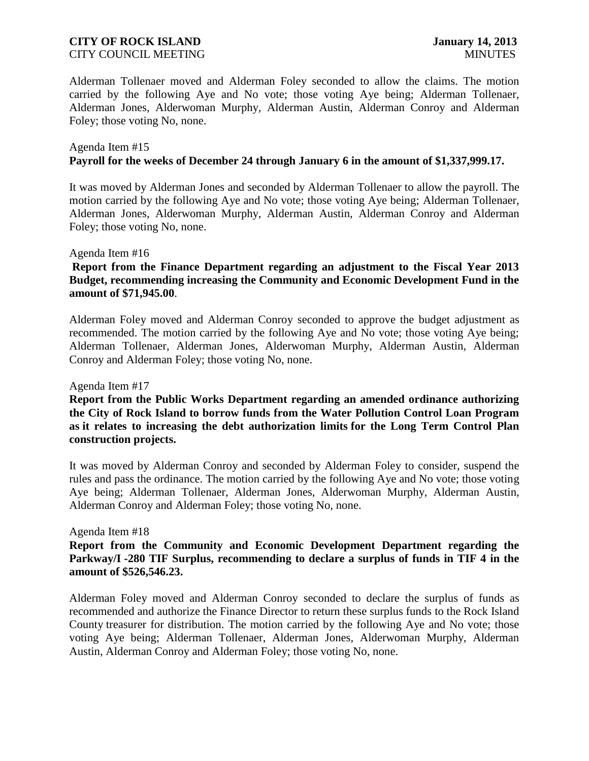Alderman Tollenaer moved and Alderman Foley seconded to allow the claims. The motion carried by the following Aye and No vote; those voting Aye being; Alderman Tollenaer, Alderman Jones, Alderwoman Murphy, Alderman Austin, Alderman Conroy and Alderman Foley; those voting No, none.

Agenda Item #15
**Payroll for the weeks of December 24 through January 6 in the amount of $1,337,999.17.**

It was moved by Alderman Jones and seconded by Alderman Tollenaer to allow the payroll. The motion carried by the following Aye and No vote; those voting Aye being; Alderman Tollenaer, Alderman Jones, Alderwoman Murphy, Alderman Austin, Alderman Conroy and Alderman Foley; those voting No, none.

Agenda Item #16
**Report from the Finance Department regarding an adjustment to the Fiscal Year 2013 Budget, recommending increasing the Community and Economic Development Fund in the amount of $71,945.00**.

Alderman Foley moved and Alderman Conroy seconded to approve the budget adjustment as recommended. The motion carried by the following Aye and No vote; those voting Aye being; Alderman Tollenaer, Alderman Jones, Alderwoman Murphy, Alderman Austin, Alderman Conroy and Alderman Foley; those voting No, none.

Agenda Item #17
**Report from the Public Works Department regarding an amended ordinance authorizing the City of Rock Island to borrow funds from the Water Pollution Control Loan Program as it relates to increasing the debt authorization limits for the Long Term Control Plan construction projects.**

It was moved by Alderman Conroy and seconded by Alderman Foley to consider, suspend the rules and pass the ordinance. The motion carried by the following Aye and No vote; those voting Aye being; Alderman Tollenaer, Alderman Jones, Alderwoman Murphy, Alderman Austin, Alderman Conroy and Alderman Foley; those voting No, none.

Agenda Item #18
**Report from the Community and Economic Development Department regarding the Parkway/I -280 TIF Surplus, recommending to declare a surplus of funds in TIF 4 in the amount of $526,546.23.**

Alderman Foley moved and Alderman Conroy seconded to declare the surplus of funds as recommended and authorize the Finance Director to return these surplus funds to the Rock Island County treasurer for distribution. The motion carried by the following Aye and No vote; those voting Aye being; Alderman Tollenaer, Alderman Jones, Alderwoman Murphy, Alderman Austin, Alderman Conroy and Alderman Foley; those voting No, none.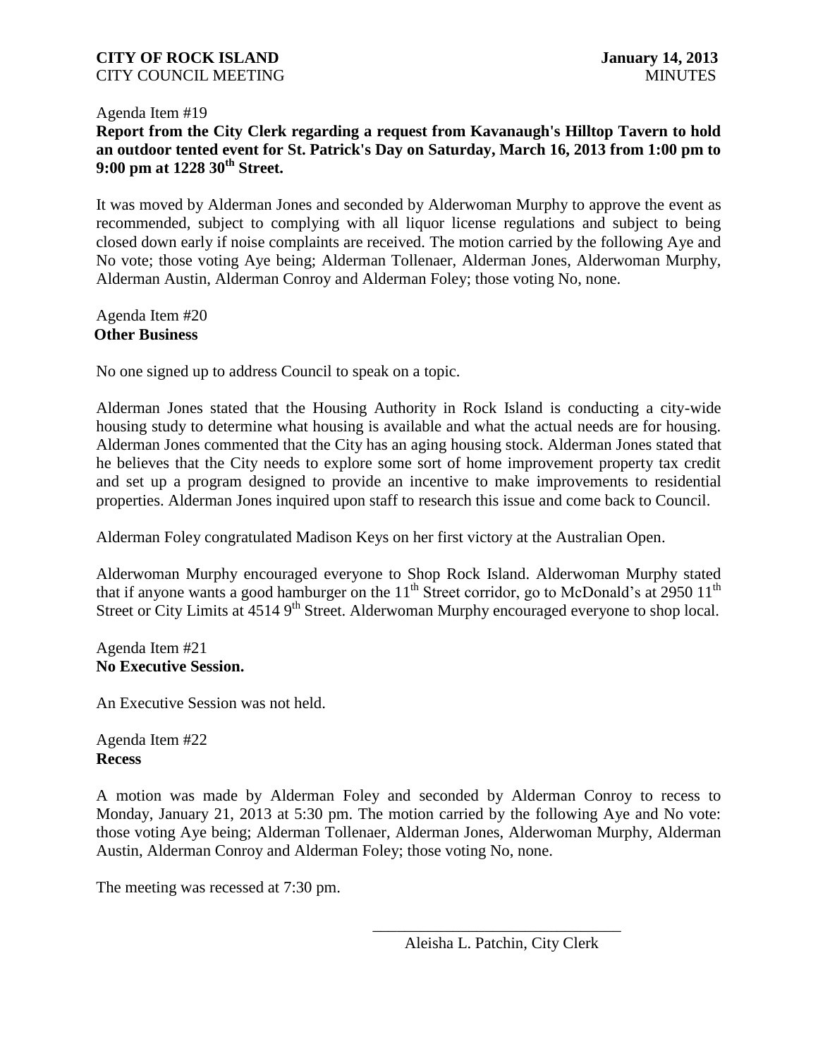Agenda Item #19

**Report from the City Clerk regarding a request from Kavanaugh's Hilltop Tavern to hold an outdoor tented event for St. Patrick's Day on Saturday, March 16, 2013 from 1:00 pm to 9:00 pm at 1228 30th Street.**

It was moved by Alderman Jones and seconded by Alderwoman Murphy to approve the event as recommended, subject to complying with all liquor license regulations and subject to being closed down early if noise complaints are received. The motion carried by the following Aye and No vote; those voting Aye being; Alderman Tollenaer, Alderman Jones, Alderwoman Murphy, Alderman Austin, Alderman Conroy and Alderman Foley; those voting No, none.

Agenda Item #20

**Other Business**

No one signed up to address Council to speak on a topic.

Alderman Jones stated that the Housing Authority in Rock Island is conducting a city-wide housing study to determine what housing is available and what the actual needs are for housing. Alderman Jones commented that the City has an aging housing stock. Alderman Jones stated that he believes that the City needs to explore some sort of home improvement property tax credit and set up a program designed to provide an incentive to make improvements to residential properties. Alderman Jones inquired upon staff to research this issue and come back to Council.

Alderman Foley congratulated Madison Keys on her first victory at the Australian Open.

Alderwoman Murphy encouraged everyone to Shop Rock Island. Alderwoman Murphy stated that if anyone wants a good hamburger on the 11th Street corridor, go to McDonald's at 2950 11th Street or City Limits at 4514 9th Street. Alderwoman Murphy encouraged everyone to shop local.

Agenda Item #21

**No Executive Session.**

An Executive Session was not held.

Agenda Item #22

**Recess**

A motion was made by Alderman Foley and seconded by Alderman Conroy to recess to Monday, January 21, 2013 at 5:30 pm. The motion carried by the following Aye and No vote: those voting Aye being; Alderman Tollenaer, Alderman Jones, Alderwoman Murphy, Alderman Austin, Alderman Conroy and Alderman Foley; those voting No, none.

The meeting was recessed at 7:30 pm.

\_\_\_\_\_\_\_\_\_\_\_\_\_\_\_\_\_\_\_\_\_\_\_\_\_\_\_\_\_\_\_\_

Aleisha L. Patchin, City Clerk